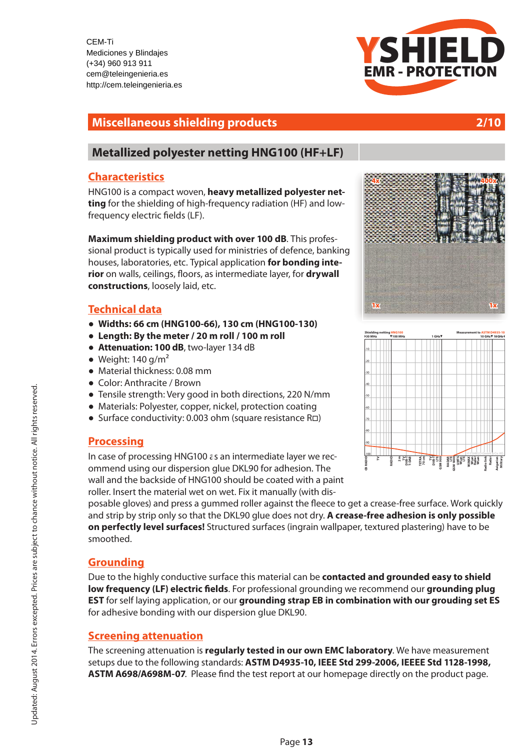CEM-Ti
Mediciones y Blindajes
(+34) 960 913 911
cem@teleingenieria.es
http://cem.teleingenieria.es

YSHIELD
EMR - PROTECTION

# Miscellaneous shielding products

## Metallized polyester netting HNG100 (HF+LF)

### Characteristics

HNG100 is a compact woven, **heavy metallized polyester netting** for the shielding of high-frequency radiation (HF) and low-frequency electric fields (LF).

**Maximum shielding product with over 100 dB**. This professional product is typically used for ministries of defence, banking houses, laboratories, etc. Typical application **for bonding interior** on walls, ceilings, floors, as intermediate layer, for **drywall constructions**, loosely laid, etc.

### Technical data

- **Widths: 66 cm (HNG100-66), 130 cm (HNG100-130)**
- **Length: By the meter / 20 m roll / 100 m roll**
- **Attenuation: 100 dB**, two-layer 134 dB
- Weight: 140 g/m²
- Material thickness: 0.08 mm
- Color: Anthracite / Brown
- Tensile strength: Very good in both directions, 220 N/mm
- Materials: Polyester, copper, nickel, protection coating
- Surface conductivity: 0.003 ohm (square resistance R□)

### Processing

In case of processing HNG100 as an intermediate layer we recommend using our dispersion glue DKL90 for adhesion. The wall and the backside of HNG100 should be coated with a paint roller. Insert the material wet on wet. Fix it manually (with disposable gloves) and press a gummed roller against the fleece to get a crease-free surface. Work quickly and strip by strip only so that the DKL90 glue does not dry. **A crease-free adhesion is only possible on perfectly level surfaces!** Structured surfaces (ingrain wallpaper, textured plastering) have to be smoothed.

### Grounding

Due to the highly conductive surface this material can be **contacted and grounded easy to shield low frequency (LF) electric fields**. For professional grounding we recommend our **grounding plug EST** for self laying application, or our **grounding strap EB in combination with our grouding set ES** for adhesive bonding with our dispersion glue DKL90.

### Screening attenuation

The screening attenuation is **regularly tested in our own EMC laboratory**. We have measurement setups due to the following standards: **ASTM D4935-10, IEEE Std 299-2006, IEEEE Std 1128-1998, ASTM A698/A698M-07**. Please find the test report at our homepage directly on the product page.

Updated: August 2014. Errors excepted. Prices are subject to chance without notice. All rights reserved.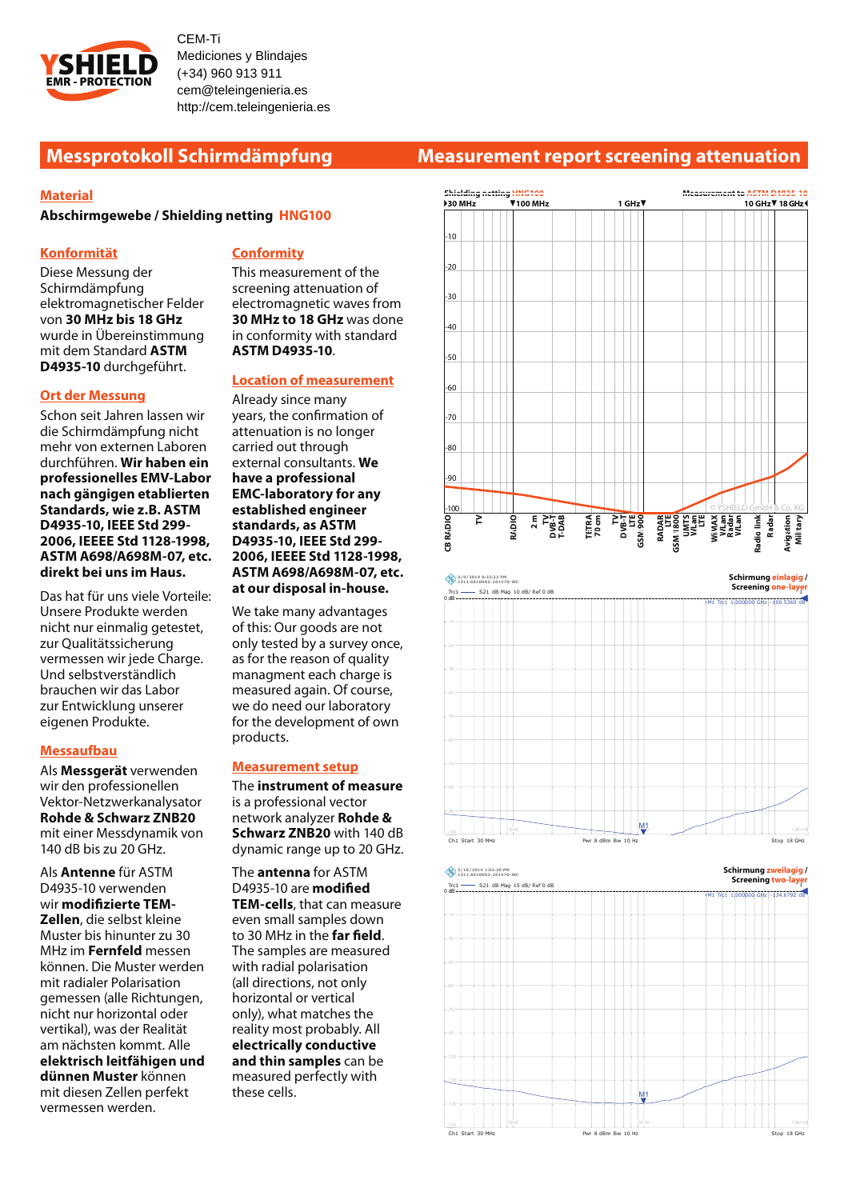CEM-Ti
Mediciones y Blindajes
(+34) 960 913 911
cem@teleingenieria.es
http://cem.teleingenieria.es

# Messprotokoll Schirmdämpfung

# Measurement report screening attenuation

## Material

**Abschirmgewebe / Shielding netting HNG100**

## Konformität

Diese Messung der Schirmdämpfung elektromagnetischer Felder von **30 MHz bis 18 GHz** wurde in Übereinstimmung mit dem Standard **ASTM D4935-10** durchgeführt.

## Conformity

This measurement of the screening attenuation of electromagnetic waves from **30 MHz to 18 GHz** was done in conformity with standard **ASTM D4935-10**.

## Ort der Messung

Schon seit Jahren lassen wir die Schirmdämpfung nicht mehr von externen Laboren durchführen. **Wir haben ein professionelles EMV-Labor nach gängigen etablierten Standards, wie z.B. ASTM D4935-10, IEEE Std 299-2006, IEEE Std 1128-1998, ASTM A698/A698M-07, etc. direkt bei uns im Haus.**

Das hat für uns viele Vorteile: Unsere Produkte werden nicht nur einmalig getestet, zur Qualitätssicherung vermessen wir jede Charge. Und selbstverständlich brauchen wir das Labor zur Entwicklung unserer eigenen Produkte.

## Location of measurement

Already since many years, the confirmation of attenuation is no longer carried out through external consultants. **We have a professional EMC-laboratory for any established engineer standards, as ASTM D4935-10, IEEE Std 299-2006, IEEE Std 1128-1998, ASTM A698/A698M-07, etc. at our disposal in-house.**

We take many advantages of this: Our goods are not only tested by a survey once, as for the reason of quality managment each charge is measured again. Of course, we do need our laboratory for the development of own products.

## Messaufbau

Als **Messgerät** verwenden wir den professionellen Vektor-Netzwerkanalysator **Rohde & Schwarz ZNB20** mit einer Messdynamik von 140 dB bis zu 20 GHz.

Als **Antenne** für ASTM D4935-10 verwenden wir **modifizierte TEM-Zellen**, die selbst kleine Muster bis hinunter zu 30 MHz im **Fernfeld** messen können. Die Muster werden mit radialer Polarisation gemessen (alle Richtungen, nicht nur horizontal oder vertikal), was der Realität am nächsten kommt. Alle **elektrisch leitfähigen und dünnen Muster** können mit diesen Zellen perfekt vermessen werden.

## Measurement setup

The **instrument of measure** is a professional vector network analyzer **Rohde & Schwarz ZNB20** with 140 dB dynamic range up to 20 GHz.

The **antenna** for ASTM D4935-10 are **modified TEM-cells**, that can measure even small samples down to 30 MHz in the **far field**. The samples are measured with radial polarisation (all directions, not only horizontal or vertical only), what matches the reality most probably. All **electrically conductive and thin samples** can be measured perfectly with these cells.

Shielding netting HNG100
Measurement to ASTM D4935-10
30 MHz, 100 MHz, 1 GHz, 10 GHz, 18 GHz
-10, -20, -30, -40, -50, -60, -70, -80, -90, -100
© YSHIELD GmbH & Co. KG
CB RADIO, TV, RADIO, 2 m, TV, DVB-T, T-DAB, TETRA 70 cm, TV, DVB-T, LTE, GSM 900, RADAR, LTE, GSM 1800, UMTS, WLan, LTE, WiMAX, WLan, Radar, WLan, Radio link, Radar, Avigation, Military

Schirmung einlagig / Screening one-layer
Trc1 S21 dB Mag 10 dB/ Ref 0 dB
M1 Trc1 1,000000 GHz -100,5360 dB
M1
Ch1 Start 30 MHz Pwr 8 dBm Bw 10 Hz Stop 18 GHz

Schirmung zweilagig / Screening two-layer
Trc1 S21 dB Mag 15 dB/ Ref 0 dB
M1 Trc1 1,000000 GHz -134,6792 dB
M1
Ch1 Start 30 MHz Pwr 8 dBm Bw 10 Hz Stop 18 GHz